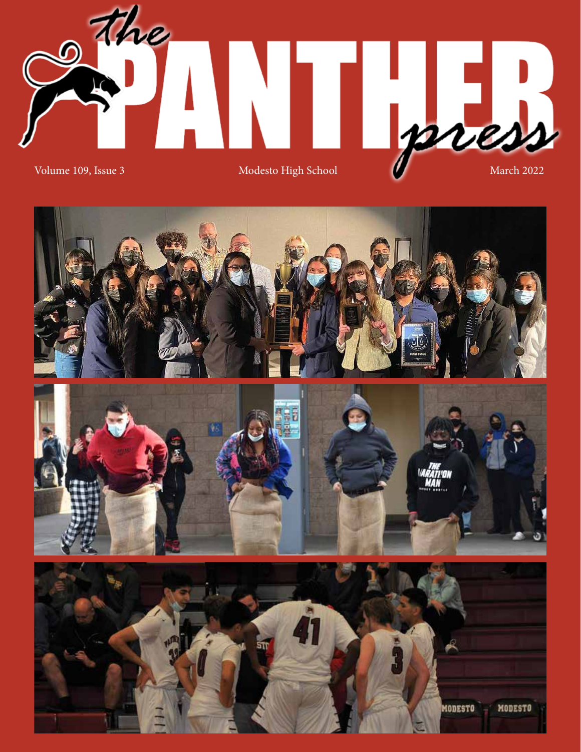# the PANTHER press

Volume 109, Issue 3 | Modesto High School | March 2022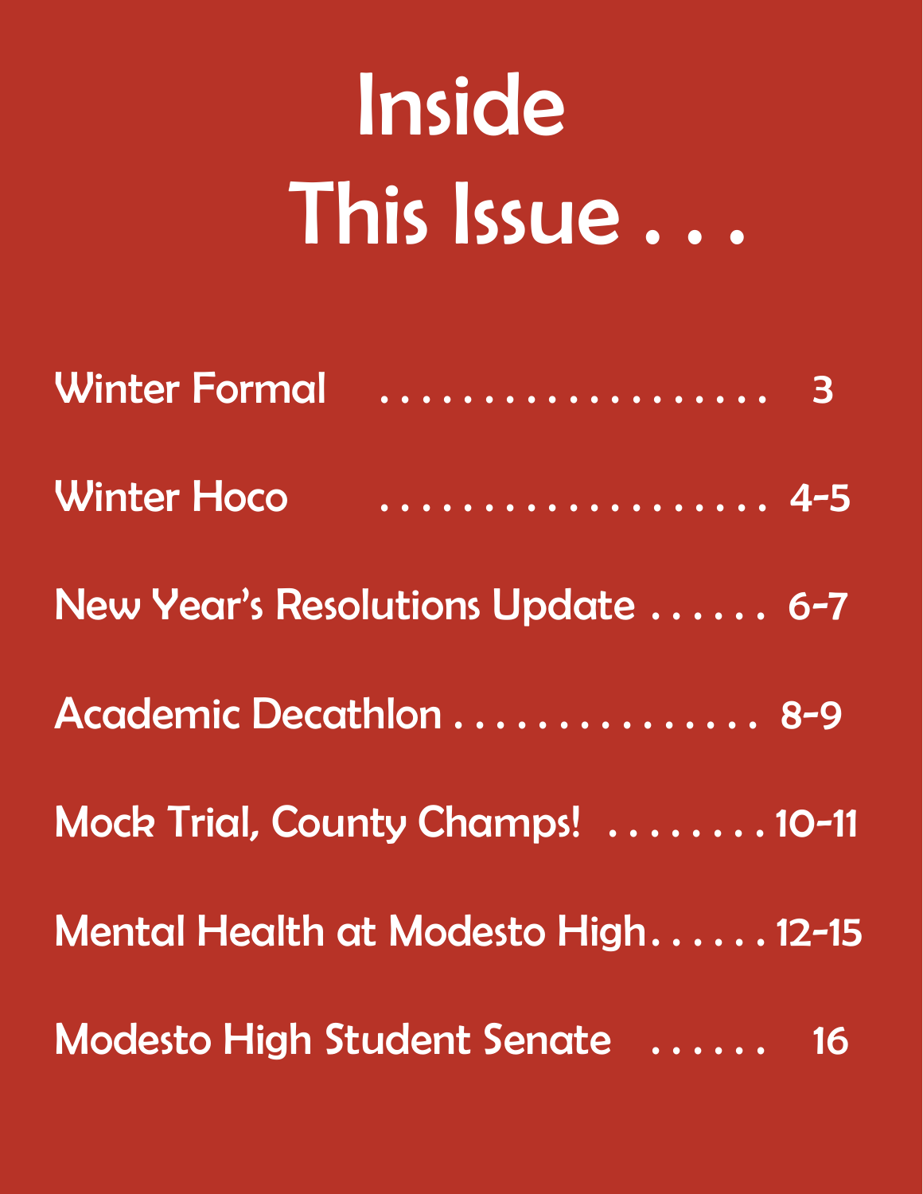# Inside This Issue . . .

| | |
|---|---|
| Winter Formal | 3 |
| Winter Hoco | 4-5 |
| New Year's Resolutions Update | 6-7 |
| Academic Decathlon | 8-9 |
| Mock Trial, County Champs! | 10-11 |
| Mental Health at Modesto High | 12-15 |
| Modesto High Student Senate | 16 |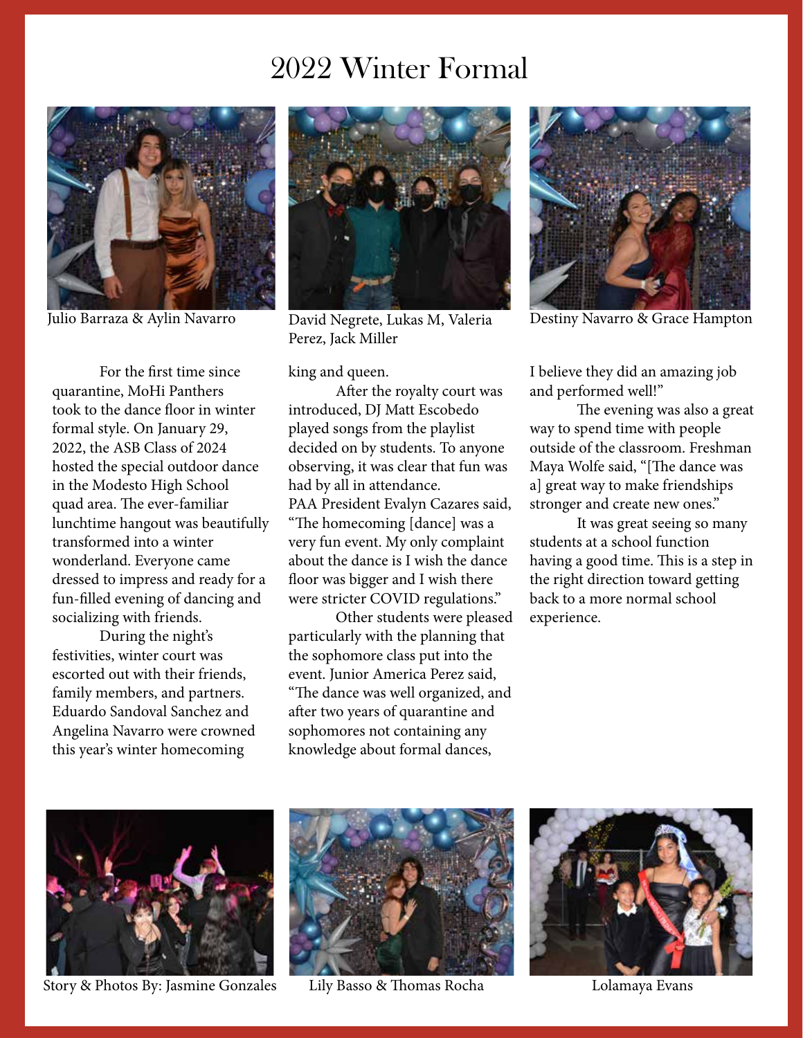# 2022 Winter Formal

Julio Barraza & Aylin Navarro

David Negrete, Lukas M, Valeria Perez, Jack Miller

Destiny Navarro & Grace Hampton

For the first time since quarantine, MoHi Panthers took to the dance floor in winter formal style. On January 29, 2022, the ASB Class of 2024 hosted the special outdoor dance in the Modesto High School quad area. The ever-familiar lunchtime hangout was beautifully transformed into a winter wonderland. Everyone came dressed to impress and ready for a fun-filled evening of dancing and socializing with friends.

During the night's festivities, winter court was escorted out with their friends, family members, and partners. Eduardo Sandoval Sanchez and Angelina Navarro were crowned this year's winter homecoming king and queen.

After the royalty court was introduced, DJ Matt Escobedo played songs from the playlist decided on by students. To anyone observing, it was clear that fun was had by all in attendance.

PAA President Evalyn Cazares said, "The homecoming [dance] was a very fun event. My only complaint about the dance is I wish the dance floor was bigger and I wish there were stricter COVID regulations."

Other students were pleased particularly with the planning that the sophomore class put into the event. Junior America Perez said, "The dance was well organized, and after two years of quarantine and sophomores not containing any knowledge about formal dances, I believe they did an amazing job and performed well!"

The evening was also a great way to spend time with people outside of the classroom. Freshman Maya Wolfe said, "[The dance was a] great way to make friendships stronger and create new ones."

It was great seeing so many students at a school function having a good time. This is a step in the right direction toward getting back to a more normal school experience.

Story & Photos By: Jasmine Gonzales

Lily Basso & Thomas Rocha

Lolamaya Evans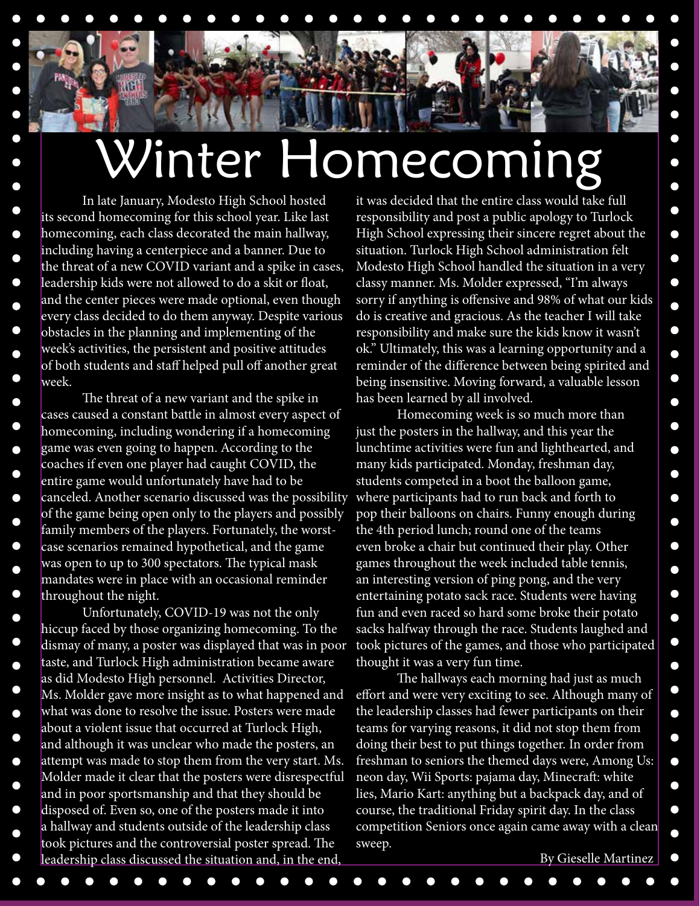# Winter Homecoming

In late January, Modesto High School hosted its second homecoming for this school year. Like last homecoming, each class decorated the main hallway, including having a centerpiece and a banner. Due to the threat of a new COVID variant and a spike in cases, leadership kids were not allowed to do a skit or float, and the center pieces were made optional, even though every class decided to do them anyway. Despite various obstacles in the planning and implementing of the week's activities, the persistent and positive attitudes of both students and staff helped pull off another great week.

The threat of a new variant and the spike in cases caused a constant battle in almost every aspect of homecoming, including wondering if a homecoming game was even going to happen. According to the coaches if even one player had caught COVID, the entire game would unfortunately have had to be canceled. Another scenario discussed was the possibility of the game being open only to the players and possibly family members of the players. Fortunately, the worst-case scenarios remained hypothetical, and the game was open to up to 300 spectators. The typical mask mandates were in place with an occasional reminder throughout the night.

Unfortunately, COVID-19 was not the only hiccup faced by those organizing homecoming. To the dismay of many, a poster was displayed that was in poor taste, and Turlock High administration became aware as did Modesto High personnel. Activities Director, Ms. Molder gave more insight as to what happened and what was done to resolve the issue. Posters were made about a violent issue that occurred at Turlock High, and although it was unclear who made the posters, an attempt was made to stop them from the very start. Ms. Molder made it clear that the posters were disrespectful and in poor sportsmanship and that they should be disposed of. Even so, one of the posters made it into a hallway and students outside of the leadership class took pictures and the controversial poster spread. The leadership class discussed the situation and, in the end, it was decided that the entire class would take full responsibility and post a public apology to Turlock High School expressing their sincere regret about the situation. Turlock High School administration felt Modesto High School handled the situation in a very classy manner. Ms. Molder expressed, "I'm always sorry if anything is offensive and 98% of what our kids do is creative and gracious. As the teacher I will take responsibility and make sure the kids know it wasn't ok." Ultimately, this was a learning opportunity and a reminder of the difference between being spirited and being insensitive. Moving forward, a valuable lesson has been learned by all involved.

Homecoming week is so much more than just the posters in the hallway, and this year the lunchtime activities were fun and lighthearted, and many kids participated. Monday, freshman day, students competed in a boot the balloon game, where participants had to run back and forth to pop their balloons on chairs. Funny enough during the 4th period lunch; round one of the teams even broke a chair but continued their play. Other games throughout the week included table tennis, an interesting version of ping pong, and the very entertaining potato sack race. Students were having fun and even raced so hard some broke their potato sacks halfway through the race. Students laughed and took pictures of the games, and those who participated thought it was a very fun time.

The hallways each morning had just as much effort and were very exciting to see. Although many of the leadership classes had fewer participants on their teams for varying reasons, it did not stop them from doing their best to put things together. In order from freshman to seniors the themed days were, Among Us: neon day, Wii Sports: pajama day, Minecraft: white lies, Mario Kart: anything but a backpack day, and of course, the traditional Friday spirit day. In the class competition Seniors once again came away with a clean sweep.

By Gieselle Martinez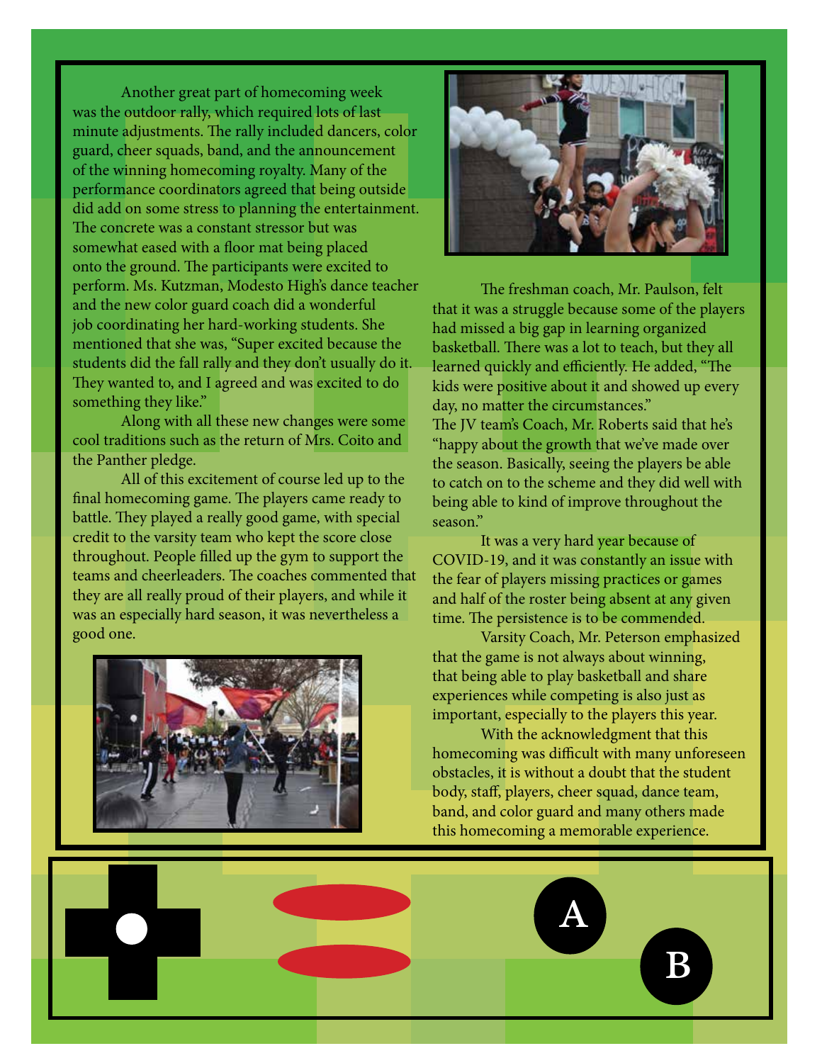Another great part of homecoming week was the outdoor rally, which required lots of last minute adjustments. The rally included dancers, color guard, cheer squads, band, and the announcement of the winning homecoming royalty. Many of the performance coordinators agreed that being outside did add on some stress to planning the entertainment. The concrete was a constant stressor but was somewhat eased with a floor mat being placed onto the ground. The participants were excited to perform. Ms. Kutzman, Modesto High's dance teacher and the new color guard coach did a wonderful job coordinating her hard-working students. She mentioned that she was, "Super excited because the students did the fall rally and they don't usually do it. They wanted to, and I agreed and was excited to do something they like."

Along with all these new changes were some cool traditions such as the return of Mrs. Coito and the Panther pledge.

All of this excitement of course led up to the final homecoming game. The players came ready to battle. They played a really good game, with special credit to the varsity team who kept the score close throughout. People filled up the gym to support the teams and cheerleaders. The coaches commented that they are all really proud of their players, and while it was an especially hard season, it was nevertheless a good one.

The freshman coach, Mr. Paulson, felt that it was a struggle because some of the players had missed a big gap in learning organized basketball. There was a lot to teach, but they all learned quickly and efficiently. He added, "The kids were positive about it and showed up every day, no matter the circumstances."

The JV team's Coach, Mr. Roberts said that he's "happy about the growth that we've made over the season. Basically, seeing the players be able to catch on to the scheme and they did well with being able to kind of improve throughout the season."

It was a very hard year because of COVID-19, and it was constantly an issue with the fear of players missing practices or games and half of the roster being absent at any given time. The persistence is to be commended.

Varsity Coach, Mr. Peterson emphasized that the game is not always about winning, that being able to play basketball and share experiences while competing is also just as important, especially to the players this year.

With the acknowledgment that this homecoming was difficult with many unforeseen obstacles, it is without a doubt that the student body, staff, players, cheer squad, dance team, band, and color guard and many others made this homecoming a memorable experience.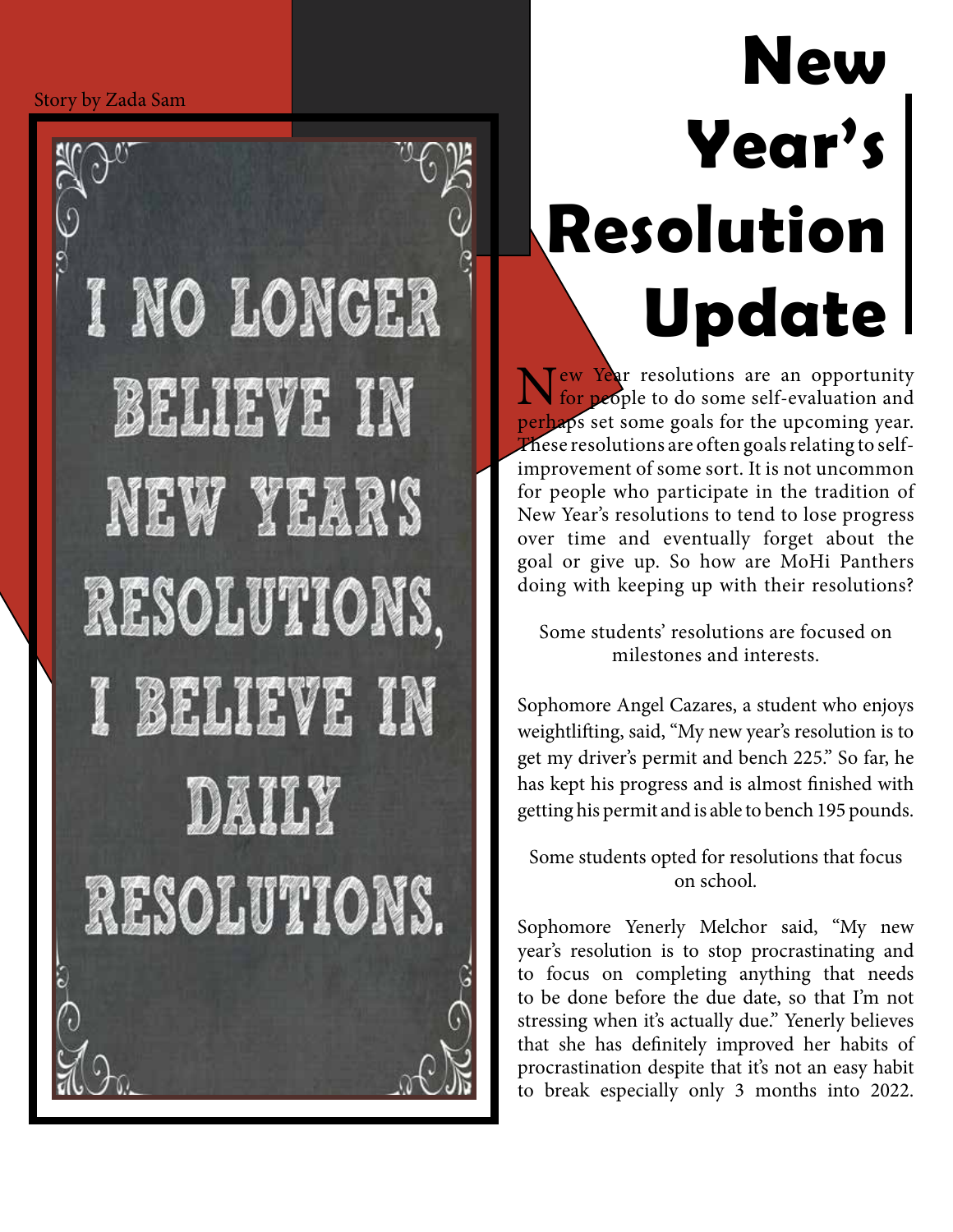Story by Zada Sam

# New Year's Resolution Update

New Year resolutions are an opportunity for people to do some self-evaluation and perhaps set some goals for the upcoming year. These resolutions are often goals relating to self-improvement of some sort. It is not uncommon for people who participate in the tradition of New Year's resolutions to tend to lose progress over time and eventually forget about the goal or give up. So how are MoHi Panthers doing with keeping up with their resolutions?

Some students' resolutions are focused on milestones and interests.

Sophomore Angel Cazares, a student who enjoys weightlifting, said, "My new year's resolution is to get my driver's permit and bench 225." So far, he has kept his progress and is almost finished with getting his permit and is able to bench 195 pounds.

Some students opted for resolutions that focus on school.

Sophomore Yenerly Melchor said, "My new year's resolution is to stop procrastinating and to focus on completing anything that needs to be done before the due date, so that I'm not stressing when it's actually due." Yenerly believes that she has definitely improved her habits of procrastination despite that it's not an easy habit to break especially only 3 months into 2022.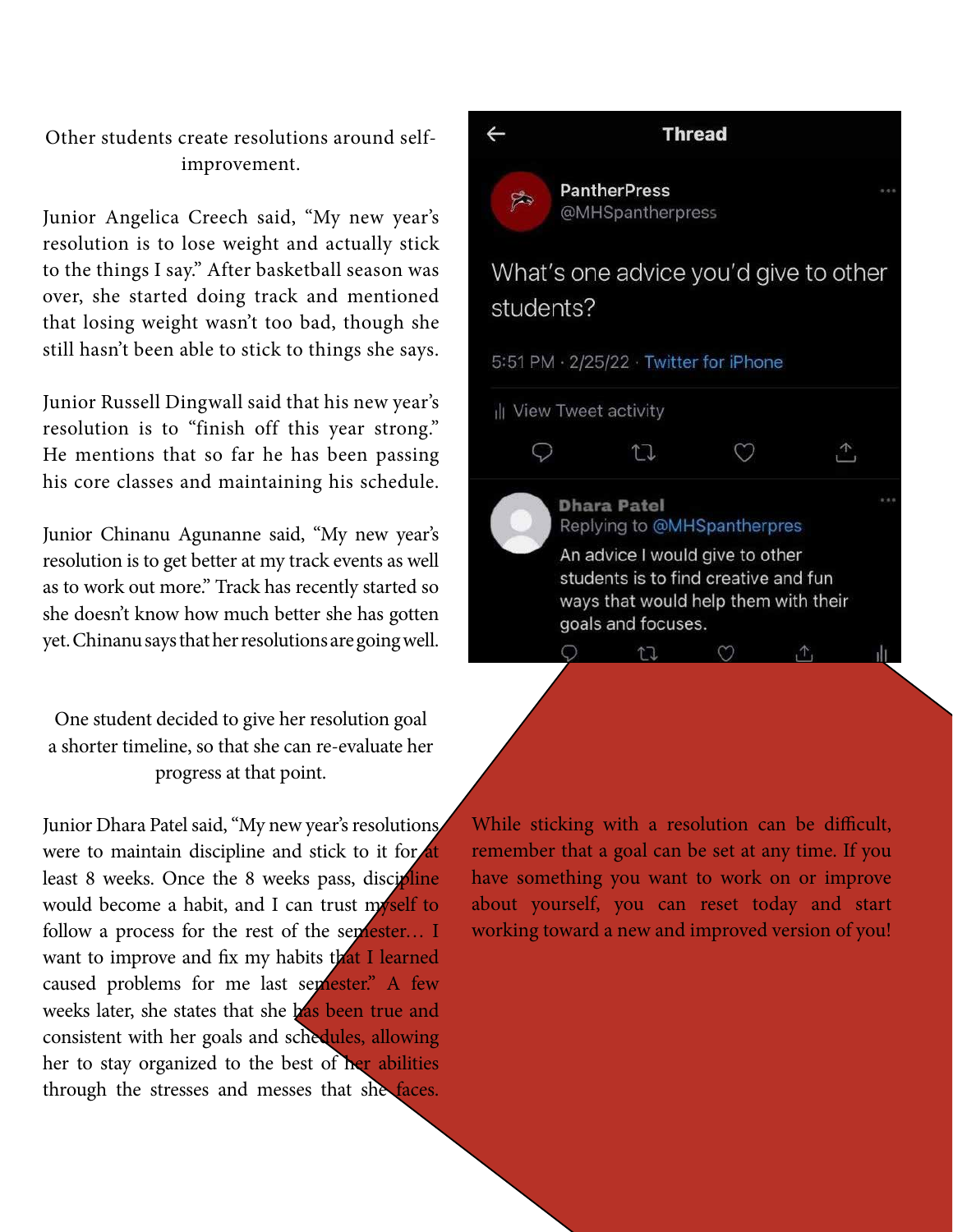Other students create resolutions around self-improvement.

Junior Angelica Creech said, "My new year's resolution is to lose weight and actually stick to the things I say." After basketball season was over, she started doing track and mentioned that losing weight wasn't too bad, though she still hasn't been able to stick to things she says.

Junior Russell Dingwall said that his new year's resolution is to "finish off this year strong." He mentions that so far he has been passing his core classes and maintaining his schedule.

Junior Chinanu Agunanne said, "My new year's resolution is to get better at my track events as well as to work out more." Track has recently started so she doesn't know how much better she has gotten yet. Chinanu says that her resolutions are going well.

One student decided to give her resolution goal a shorter timeline, so that she can re-evaluate her progress at that point.

Junior Dhara Patel said, "My new year's resolutions were to maintain discipline and stick to it for at least 8 weeks. Once the 8 weeks pass, discipline would become a habit, and I can trust myself to follow a process for the rest of the semester… I want to improve and fix my habits that I learned caused problems for me last semester." A few weeks later, she states that she has been true and consistent with her goals and schedules, allowing her to stay organized to the best of her abilities through the stresses and messes that she faces.

Thread

PantherPress
@MHSpantherpress

What's one advice you'd give to other students?

5:51 PM · 2/25/22 · Twitter for iPhone

View Tweet activity

Dhara Patel
Replying to @MHSpantherpres

An advice I would give to other students is to find creative and fun ways that would help them with their goals and focuses.

While sticking with a resolution can be difficult, remember that a goal can be set at any time. If you have something you want to work on or improve about yourself, you can reset today and start working toward a new and improved version of you!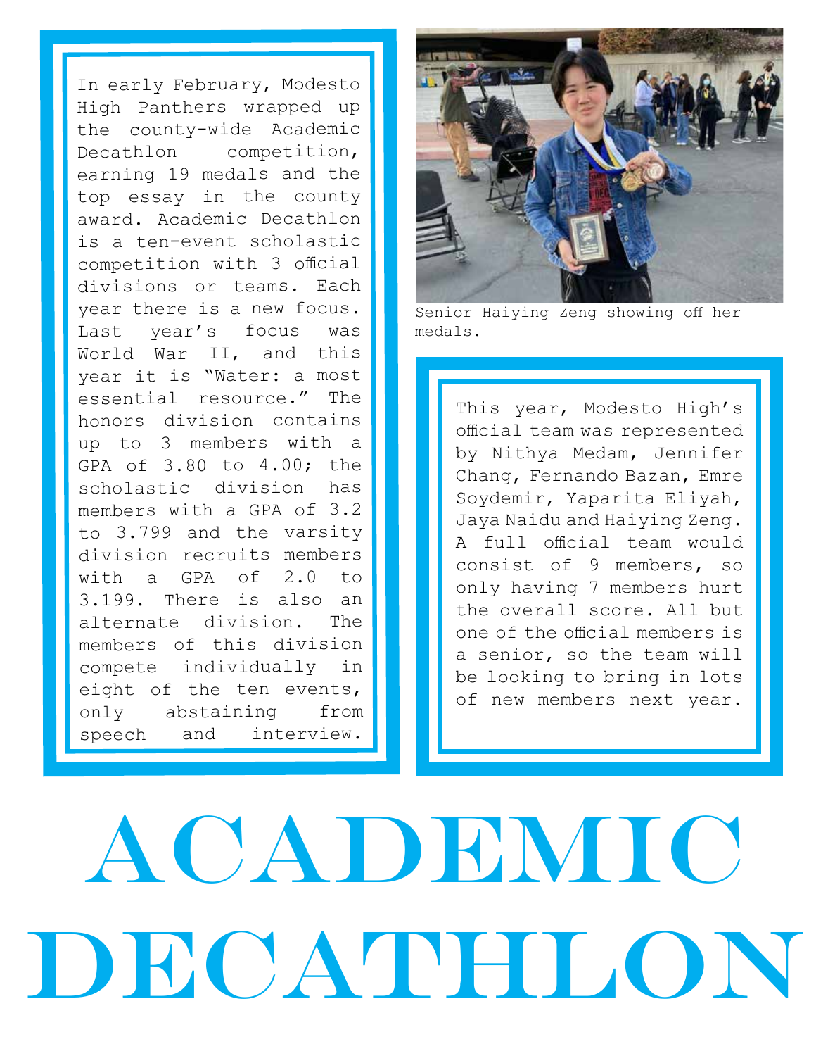# ACADEMIC DECATHLON

In early February, Modesto High Panthers wrapped up the county-wide Academic Decathlon competition, earning 19 medals and the top essay in the county award. Academic Decathlon is a ten-event scholastic competition with 3 official divisions or teams. Each year there is a new focus. Last year's focus was World War II, and this year it is "Water: a most essential resource." The honors division contains up to 3 members with a GPA of 3.80 to 4.00; the scholastic division has members with a GPA of 3.2 to 3.799 and the varsity division recruits members with a GPA of 2.0 to 3.199. There is also an alternate division. The members of this division compete individually in eight of the ten events, only abstaining from speech and interview.

Senior Haiying Zeng showing off her medals.

This year, Modesto High's official team was represented by Nithya Medam, Jennifer Chang, Fernando Bazan, Emre Soydemir, Yaparita Eliyah, Jaya Naidu and Haiying Zeng. A full official team would consist of 9 members, so only having 7 members hurt the overall score. All but one of the official members is a senior, so the team will be looking to bring in lots of new members next year.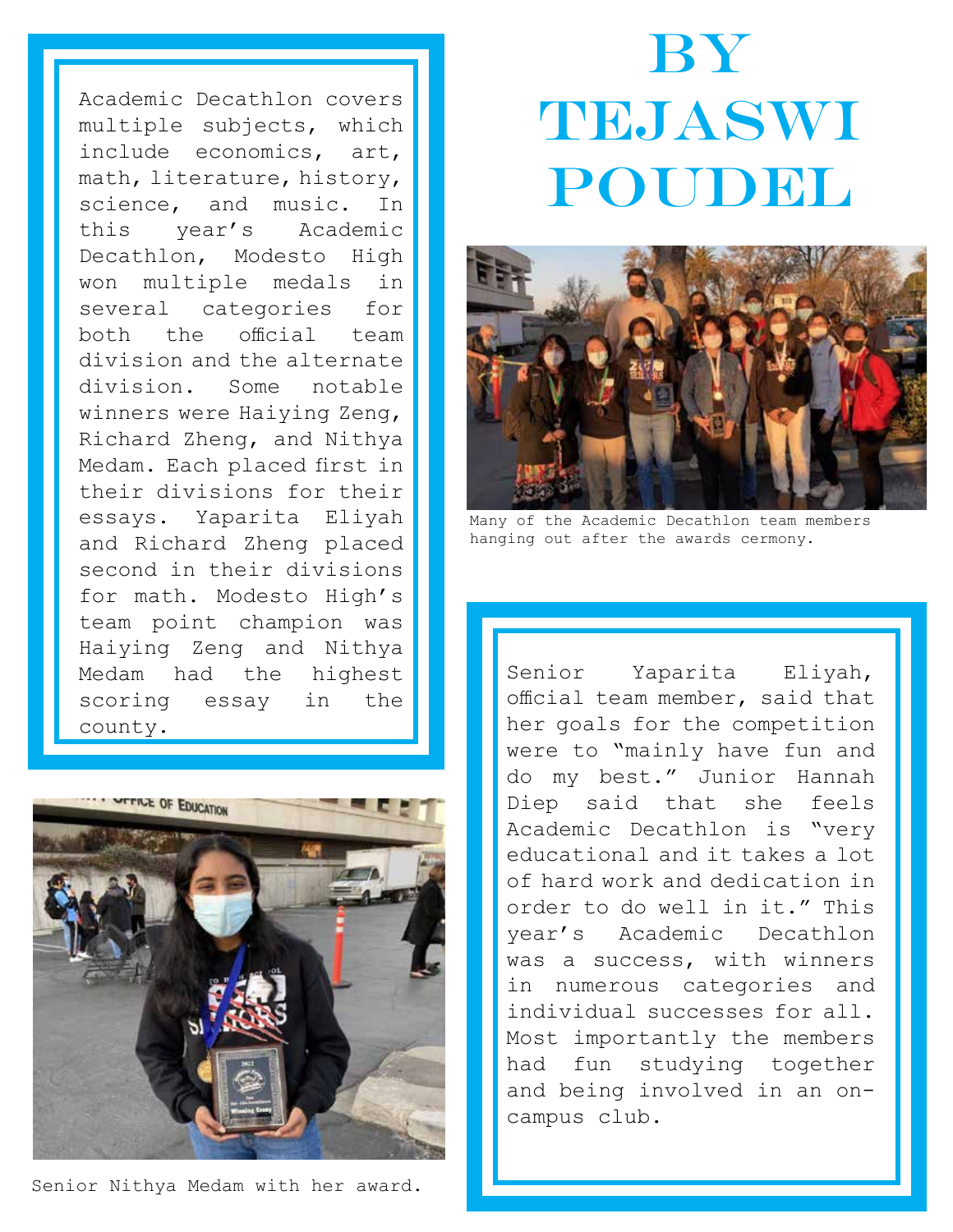# BY TEJASWI POUDEL

Academic Decathlon covers multiple subjects, which include economics, art, math, literature, history, science, and music. In this year's Academic Decathlon, Modesto High won multiple medals in several categories for both the official team division and the alternate division. Some notable winners were Haiying Zeng, Richard Zheng, and Nithya Medam. Each placed first in their divisions for their essays. Yaparita Eliyah and Richard Zheng placed second in their divisions for math. Modesto High's team point champion was Haiying Zeng and Nithya Medam had the highest scoring essay in the county.

Many of the Academic Decathlon team members hanging out after the awards cermony.

Senior Nithya Medam with her award.

Senior Yaparita Eliyah, official team member, said that her goals for the competition were to "mainly have fun and do my best." Junior Hannah Diep said that she feels Academic Decathlon is "very educational and it takes a lot of hard work and dedication in order to do well in it." This year's Academic Decathlon was a success, with winners in numerous categories and individual successes for all. Most importantly the members had fun studying together and being involved in an on-campus club.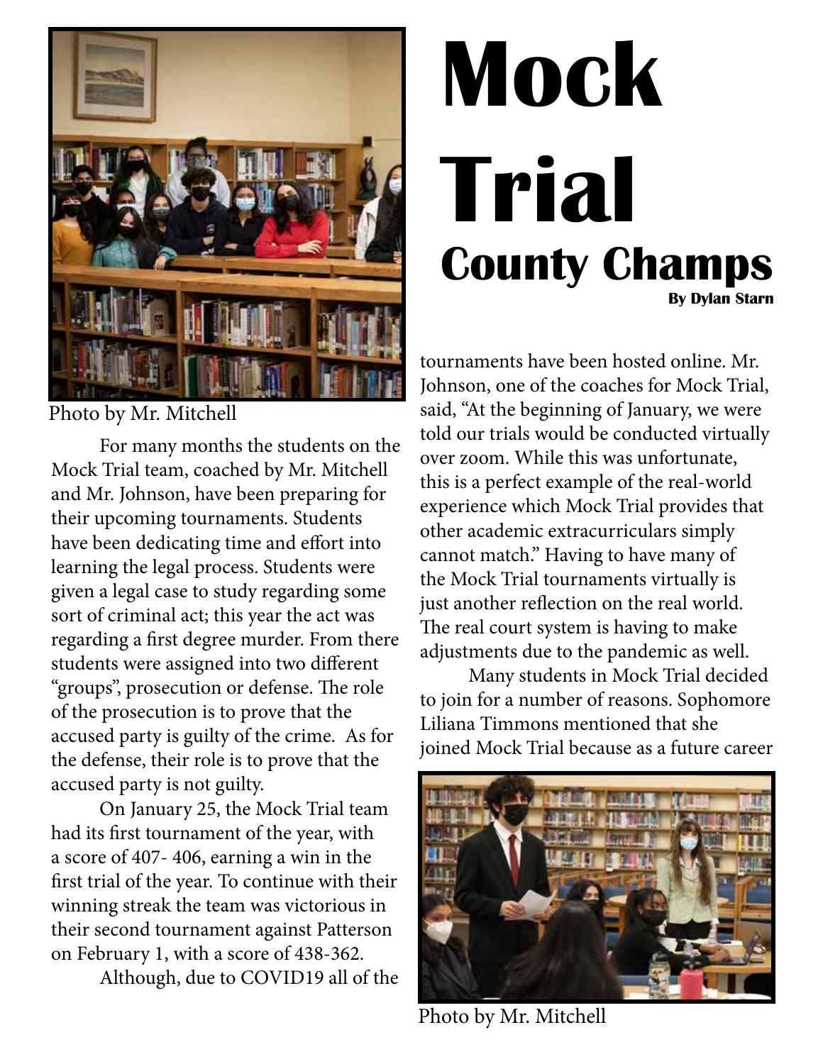# Mock Trial County Champs

**By Dylan Starn**

Photo by Mr. Mitchell

For many months the students on the Mock Trial team, coached by Mr. Mitchell and Mr. Johnson, have been preparing for their upcoming tournaments. Students have been dedicating time and effort into learning the legal process. Students were given a legal case to study regarding some sort of criminal act; this year the act was regarding a first degree murder. From there students were assigned into two different "groups", prosecution or defense. The role of the prosecution is to prove that the accused party is guilty of the crime. As for the defense, their role is to prove that the accused party is not guilty.

On January 25, the Mock Trial team had its first tournament of the year, with a score of 407- 406, earning a win in the first trial of the year. To continue with their winning streak the team was victorious in their second tournament against Patterson on February 1, with a score of 438-362.

Although, due to COVID19 all of the tournaments have been hosted online. Mr. Johnson, one of the coaches for Mock Trial, said, "At the beginning of January, we were told our trials would be conducted virtually over zoom. While this was unfortunate, this is a perfect example of the real-world experience which Mock Trial provides that other academic extracurriculars simply cannot match." Having to have many of the Mock Trial tournaments virtually is just another reflection on the real world. The real court system is having to make adjustments due to the pandemic as well.

Many students in Mock Trial decided to join for a number of reasons. Sophomore Liliana Timmons mentioned that she joined Mock Trial because as a future career

Photo by Mr. Mitchell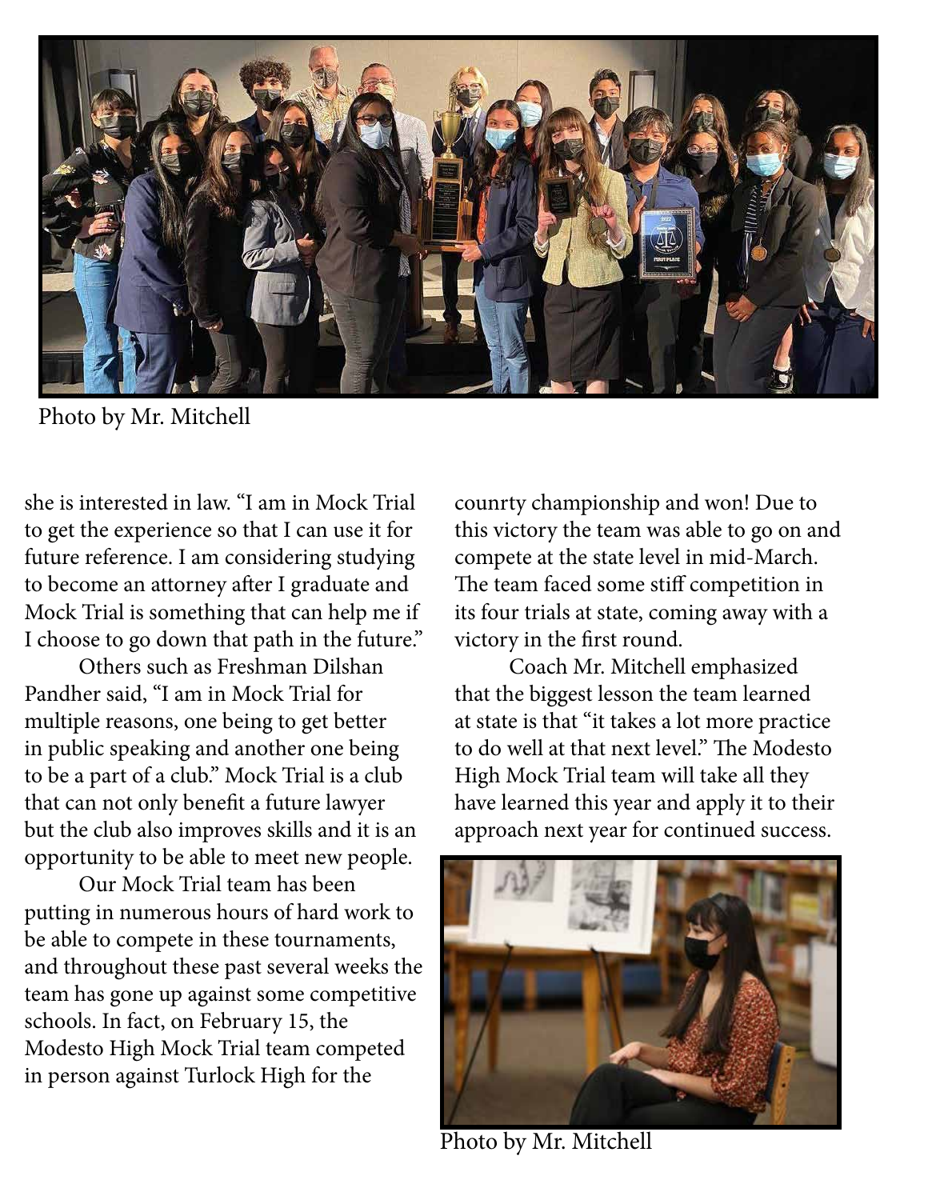Photo by Mr. Mitchell

she is interested in law. "I am in Mock Trial to get the experience so that I can use it for future reference. I am considering studying to become an attorney after I graduate and Mock Trial is something that can help me if I choose to go down that path in the future."

Others such as Freshman Dilshan Pandher said, "I am in Mock Trial for multiple reasons, one being to get better in public speaking and another one being to be a part of a club." Mock Trial is a club that can not only benefit a future lawyer but the club also improves skills and it is an opportunity to be able to meet new people.

Our Mock Trial team has been putting in numerous hours of hard work to be able to compete in these tournaments, and throughout these past several weeks the team has gone up against some competitive schools. In fact, on February 15, the Modesto High Mock Trial team competed in person against Turlock High for the counrty championship and won! Due to this victory the team was able to go on and compete at the state level in mid-March. The team faced some stiff competition in its four trials at state, coming away with a victory in the first round.

Coach Mr. Mitchell emphasized that the biggest lesson the team learned at state is that "it takes a lot more practice to do well at that next level." The Modesto High Mock Trial team will take all they have learned this year and apply it to their approach next year for continued success.

Photo by Mr. Mitchell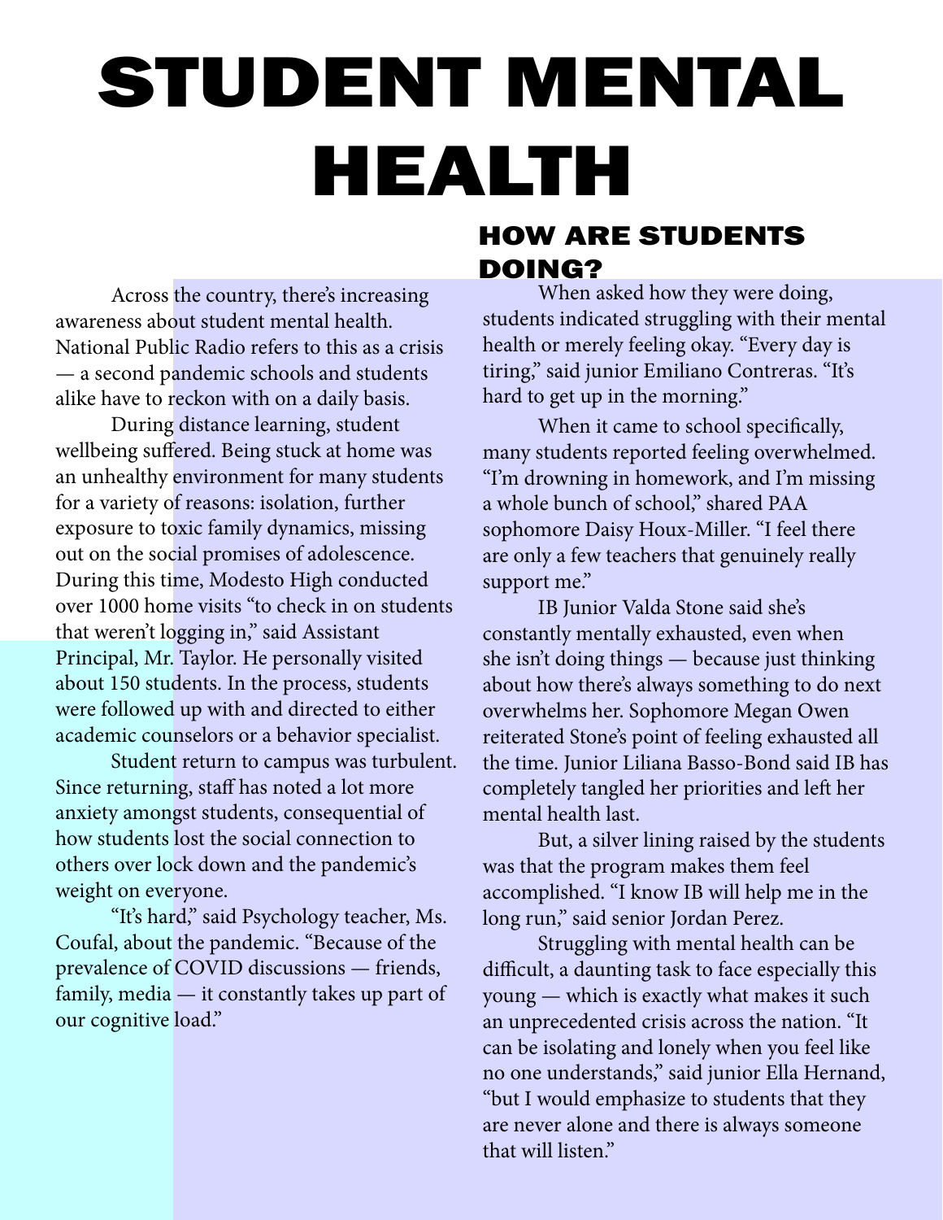# STUDENT MENTAL HEALTH

Across the country, there's increasing awareness about student mental health. National Public Radio refers to this as a crisis — a second pandemic schools and students alike have to reckon with on a daily basis.

During distance learning, student wellbeing suffered. Being stuck at home was an unhealthy environment for many students for a variety of reasons: isolation, further exposure to toxic family dynamics, missing out on the social promises of adolescence. During this time, Modesto High conducted over 1000 home visits "to check in on students that weren't logging in," said Assistant Principal, Mr. Taylor. He personally visited about 150 students. In the process, students were followed up with and directed to either academic counselors or a behavior specialist.

Student return to campus was turbulent. Since returning, staff has noted a lot more anxiety amongst students, consequential of how students lost the social connection to others over lock down and the pandemic's weight on everyone.

"It's hard," said Psychology teacher, Ms. Coufal, about the pandemic. "Because of the prevalence of COVID discussions — friends, family, media — it constantly takes up part of our cognitive load."

## HOW ARE STUDENTS DOING?

When asked how they were doing, students indicated struggling with their mental health or merely feeling okay. "Every day is tiring," said junior Emiliano Contreras. "It's hard to get up in the morning."

When it came to school specifically, many students reported feeling overwhelmed. "I'm drowning in homework, and I'm missing a whole bunch of school," shared PAA sophomore Daisy Houx-Miller. "I feel there are only a few teachers that genuinely really support me."

IB Junior Valda Stone said she's constantly mentally exhausted, even when she isn't doing things — because just thinking about how there's always something to do next overwhelms her. Sophomore Megan Owen reiterated Stone's point of feeling exhausted all the time. Junior Liliana Basso-Bond said IB has completely tangled her priorities and left her mental health last.

But, a silver lining raised by the students was that the program makes them feel accomplished. "I know IB will help me in the long run," said senior Jordan Perez.

Struggling with mental health can be difficult, a daunting task to face especially this young — which is exactly what makes it such an unprecedented crisis across the nation. "It can be isolating and lonely when you feel like no one understands," said junior Ella Hernand, "but I would emphasize to students that they are never alone and there is always someone that will listen."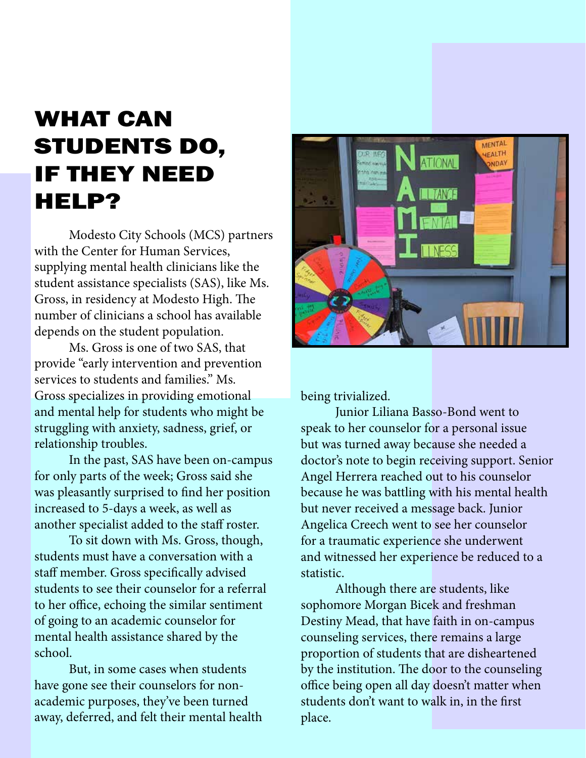# WHAT CAN STUDENTS DO, IF THEY NEED HELP?

Modesto City Schools (MCS) partners with the Center for Human Services, supplying mental health clinicians like the student assistance specialists (SAS), like Ms. Gross, in residency at Modesto High. The number of clinicians a school has available depends on the student population.

Ms. Gross is one of two SAS, that provide "early intervention and prevention services to students and families." Ms. Gross specializes in providing emotional and mental help for students who might be struggling with anxiety, sadness, grief, or relationship troubles.

In the past, SAS have been on-campus for only parts of the week; Gross said she was pleasantly surprised to find her position increased to 5-days a week, as well as another specialist added to the staff roster.

To sit down with Ms. Gross, though, students must have a conversation with a staff member. Gross specifically advised students to see their counselor for a referral to her office, echoing the similar sentiment of going to an academic counselor for mental health assistance shared by the school.

But, in some cases when students have gone see their counselors for non-academic purposes, they've been turned away, deferred, and felt their mental health being trivialized.

Junior Liliana Basso-Bond went to speak to her counselor for a personal issue but was turned away because she needed a doctor's note to begin receiving support. Senior Angel Herrera reached out to his counselor because he was battling with his mental health but never received a message back. Junior Angelica Creech went to see her counselor for a traumatic experience she underwent and witnessed her experience be reduced to a statistic.

Although there are students, like sophomore Morgan Bicek and freshman Destiny Mead, that have faith in on-campus counseling services, there remains a large proportion of students that are disheartened by the institution. The door to the counseling office being open all day doesn't matter when students don't want to walk in, in the first place.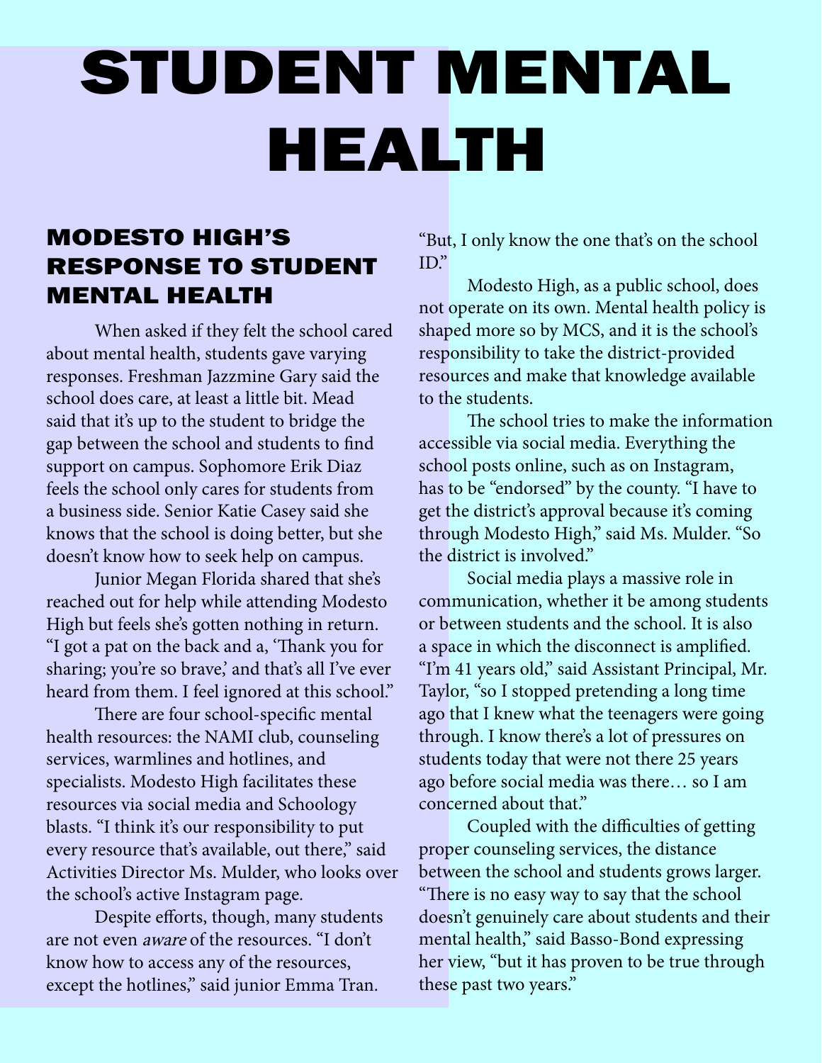# STUDENT MENTAL HEALTH

## MODESTO HIGH'S RESPONSE TO STUDENT MENTAL HEALTH

When asked if they felt the school cared about mental health, students gave varying responses. Freshman Jazzmine Gary said the school does care, at least a little bit. Mead said that it's up to the student to bridge the gap between the school and students to find support on campus. Sophomore Erik Diaz feels the school only cares for students from a business side. Senior Katie Casey said she knows that the school is doing better, but she doesn't know how to seek help on campus.

Junior Megan Florida shared that she's reached out for help while attending Modesto High but feels she's gotten nothing in return. "I got a pat on the back and a, 'Thank you for sharing; you're so brave,' and that's all I've ever heard from them. I feel ignored at this school."

There are four school-specific mental health resources: the NAMI club, counseling services, warmlines and hotlines, and specialists. Modesto High facilitates these resources via social media and Schoology blasts. "I think it's our responsibility to put every resource that's available, out there," said Activities Director Ms. Mulder, who looks over the school's active Instagram page.

Despite efforts, though, many students are not even *aware* of the resources. "I don't know how to access any of the resources, except the hotlines," said junior Emma Tran. "But, I only know the one that's on the school ID."

Modesto High, as a public school, does not operate on its own. Mental health policy is shaped more so by MCS, and it is the school's responsibility to take the district-provided resources and make that knowledge available to the students.

The school tries to make the information accessible via social media. Everything the school posts online, such as on Instagram, has to be "endorsed" by the county. "I have to get the district's approval because it's coming through Modesto High," said Ms. Mulder. "So the district is involved."

Social media plays a massive role in communication, whether it be among students or between students and the school. It is also a space in which the disconnect is amplified. "I'm 41 years old," said Assistant Principal, Mr. Taylor, "so I stopped pretending a long time ago that I knew what the teenagers were going through. I know there's a lot of pressures on students today that were not there 25 years ago before social media was there… so I am concerned about that."

Coupled with the difficulties of getting proper counseling services, the distance between the school and students grows larger. "There is no easy way to say that the school doesn't genuinely care about students and their mental health," said Basso-Bond expressing her view, "but it has proven to be true through these past two years."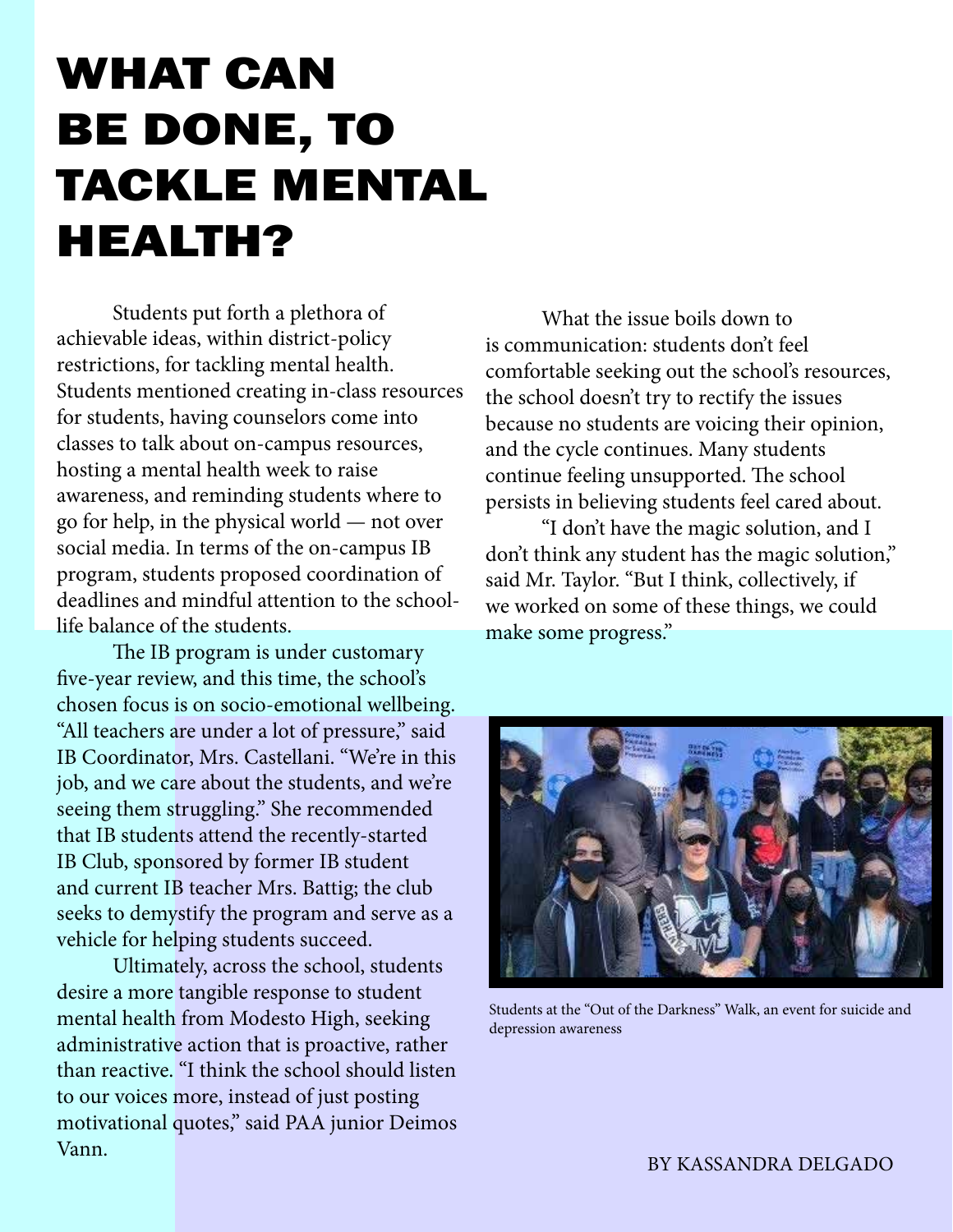# WHAT CAN BE DONE, TO TACKLE MENTAL HEALTH?

Students put forth a plethora of achievable ideas, within district-policy restrictions, for tackling mental health. Students mentioned creating in-class resources for students, having counselors come into classes to talk about on-campus resources, hosting a mental health week to raise awareness, and reminding students where to go for help, in the physical world — not over social media. In terms of the on-campus IB program, students proposed coordination of deadlines and mindful attention to the school-life balance of the students.

The IB program is under customary five-year review, and this time, the school's chosen focus is on socio-emotional wellbeing. "All teachers are under a lot of pressure," said IB Coordinator, Mrs. Castellani. "We're in this job, and we care about the students, and we're seeing them struggling." She recommended that IB students attend the recently-started IB Club, sponsored by former IB student and current IB teacher Mrs. Battig; the club seeks to demystify the program and serve as a vehicle for helping students succeed.

Ultimately, across the school, students desire a more tangible response to student mental health from Modesto High, seeking administrative action that is proactive, rather than reactive. "I think the school should listen to our voices more, instead of just posting motivational quotes," said PAA junior Deimos Vann.

What the issue boils down to is communication: students don't feel comfortable seeking out the school's resources, the school doesn't try to rectify the issues because no students are voicing their opinion, and the cycle continues. Many students continue feeling unsupported. The school persists in believing students feel cared about.

"I don't have the magic solution, and I don't think any student has the magic solution," said Mr. Taylor. "But I think, collectively, if we worked on some of these things, we could make some progress."

Students at the "Out of the Darkness" Walk, an event for suicide and depression awareness

BY KASSANDRA DELGADO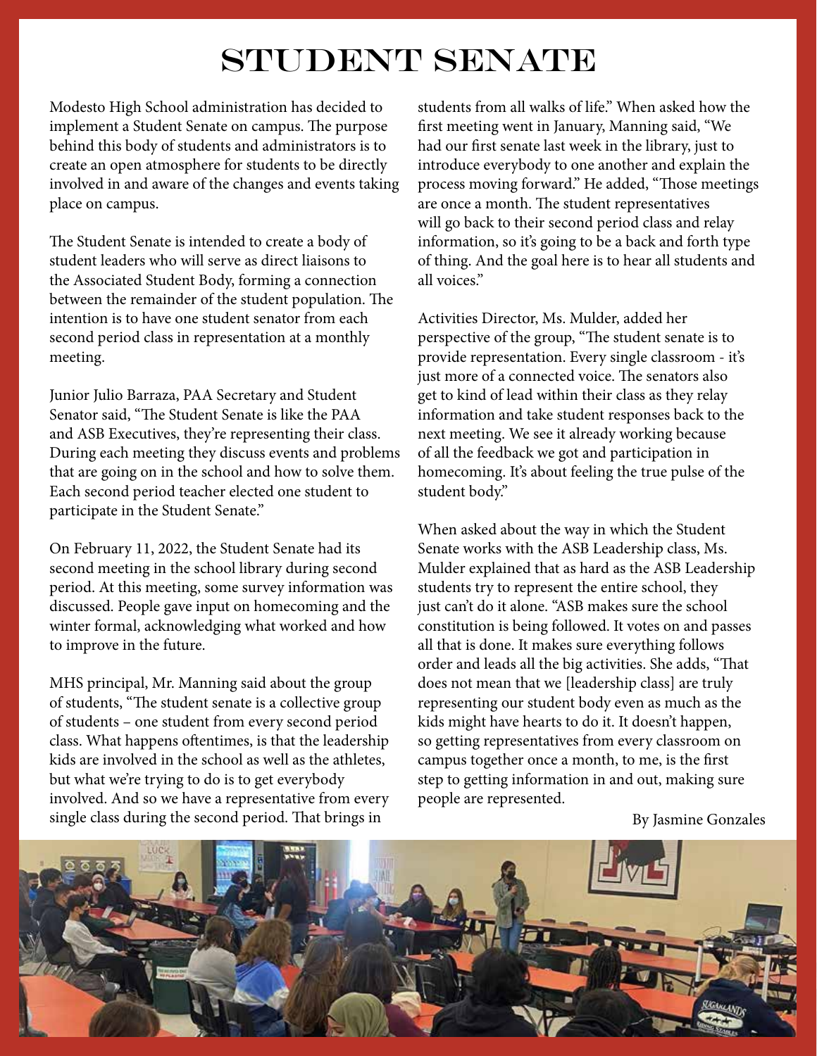# STUDENT SENATE

Modesto High School administration has decided to implement a Student Senate on campus. The purpose behind this body of students and administrators is to create an open atmosphere for students to be directly involved in and aware of the changes and events taking place on campus.

The Student Senate is intended to create a body of student leaders who will serve as direct liaisons to the Associated Student Body, forming a connection between the remainder of the student population. The intention is to have one student senator from each second period class in representation at a monthly meeting.

Junior Julio Barraza, PAA Secretary and Student Senator said, "The Student Senate is like the PAA and ASB Executives, they're representing their class. During each meeting they discuss events and problems that are going on in the school and how to solve them. Each second period teacher elected one student to participate in the Student Senate."

On February 11, 2022, the Student Senate had its second meeting in the school library during second period. At this meeting, some survey information was discussed. People gave input on homecoming and the winter formal, acknowledging what worked and how to improve in the future.

MHS principal, Mr. Manning said about the group of students, "The student senate is a collective group of students – one student from every second period class. What happens oftentimes, is that the leadership kids are involved in the school as well as the athletes, but what we're trying to do is to get everybody involved. And so we have a representative from every single class during the second period. That brings in students from all walks of life." When asked how the first meeting went in January, Manning said, "We had our first senate last week in the library, just to introduce everybody to one another and explain the process moving forward." He added, "Those meetings are once a month. The student representatives will go back to their second period class and relay information, so it's going to be a back and forth type of thing. And the goal here is to hear all students and all voices."

Activities Director, Ms. Mulder, added her perspective of the group, "The student senate is to provide representation. Every single classroom - it's just more of a connected voice. The senators also get to kind of lead within their class as they relay information and take student responses back to the next meeting. We see it already working because of all the feedback we got and participation in homecoming. It's about feeling the true pulse of the student body."

When asked about the way in which the Student Senate works with the ASB Leadership class, Ms. Mulder explained that as hard as the ASB Leadership students try to represent the entire school, they just can't do it alone. "ASB makes sure the school constitution is being followed. It votes on and passes all that is done. It makes sure everything follows order and leads all the big activities. She adds, "That does not mean that we [leadership class] are truly representing our student body even as much as the kids might have hearts to do it. It doesn't happen, so getting representatives from every classroom on campus together once a month, to me, is the first step to getting information in and out, making sure people are represented.

By Jasmine Gonzales